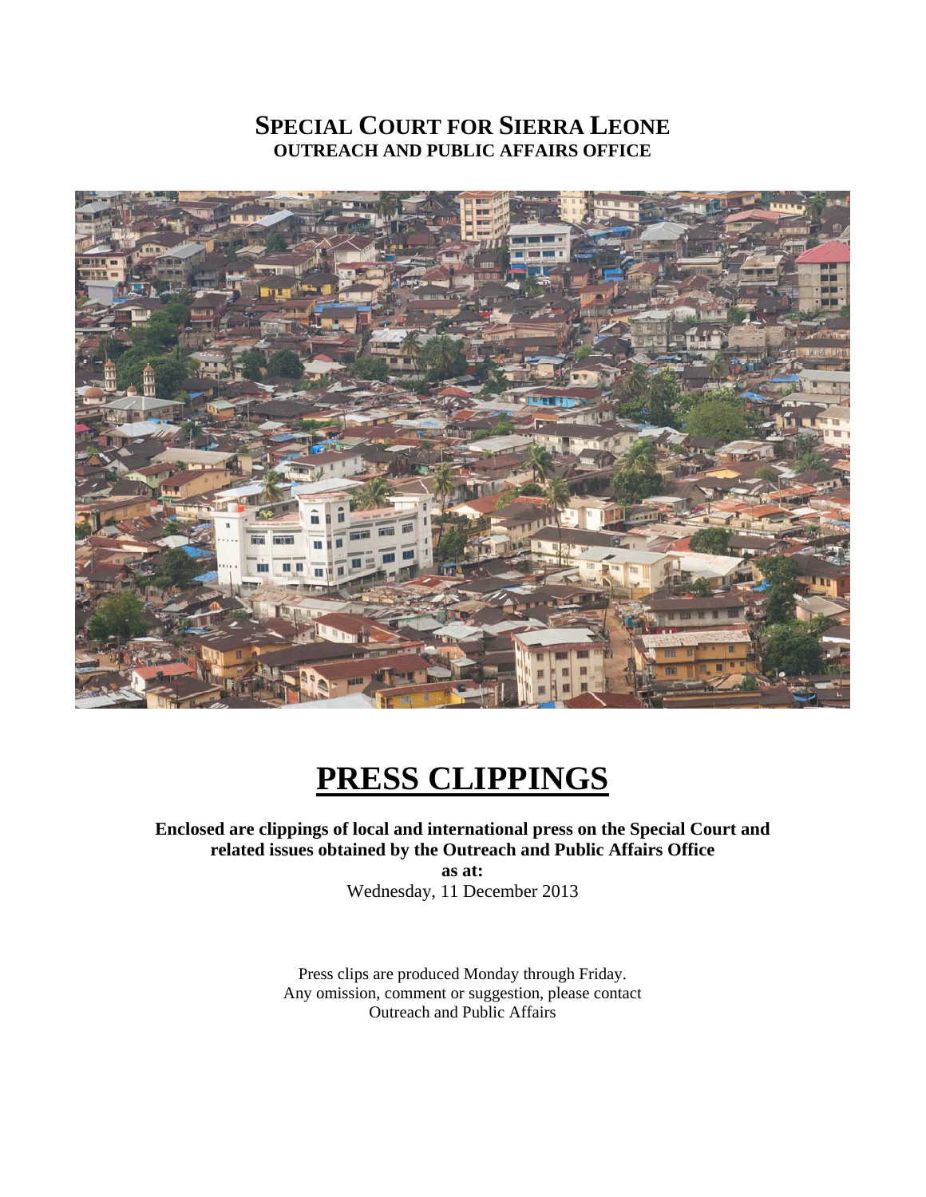# SPECIAL COURT FOR SIERRA LEONE
## OUTREACH AND PUBLIC AFFAIRS OFFICE

# PRESS CLIPPINGS

**Enclosed are clippings of local and international press on the Special Court and related issues obtained by the Outreach and Public Affairs Office**

**as at:**

Wednesday, 11 December 2013

Press clips are produced Monday through Friday.
Any omission, comment or suggestion, please contact
Outreach and Public Affairs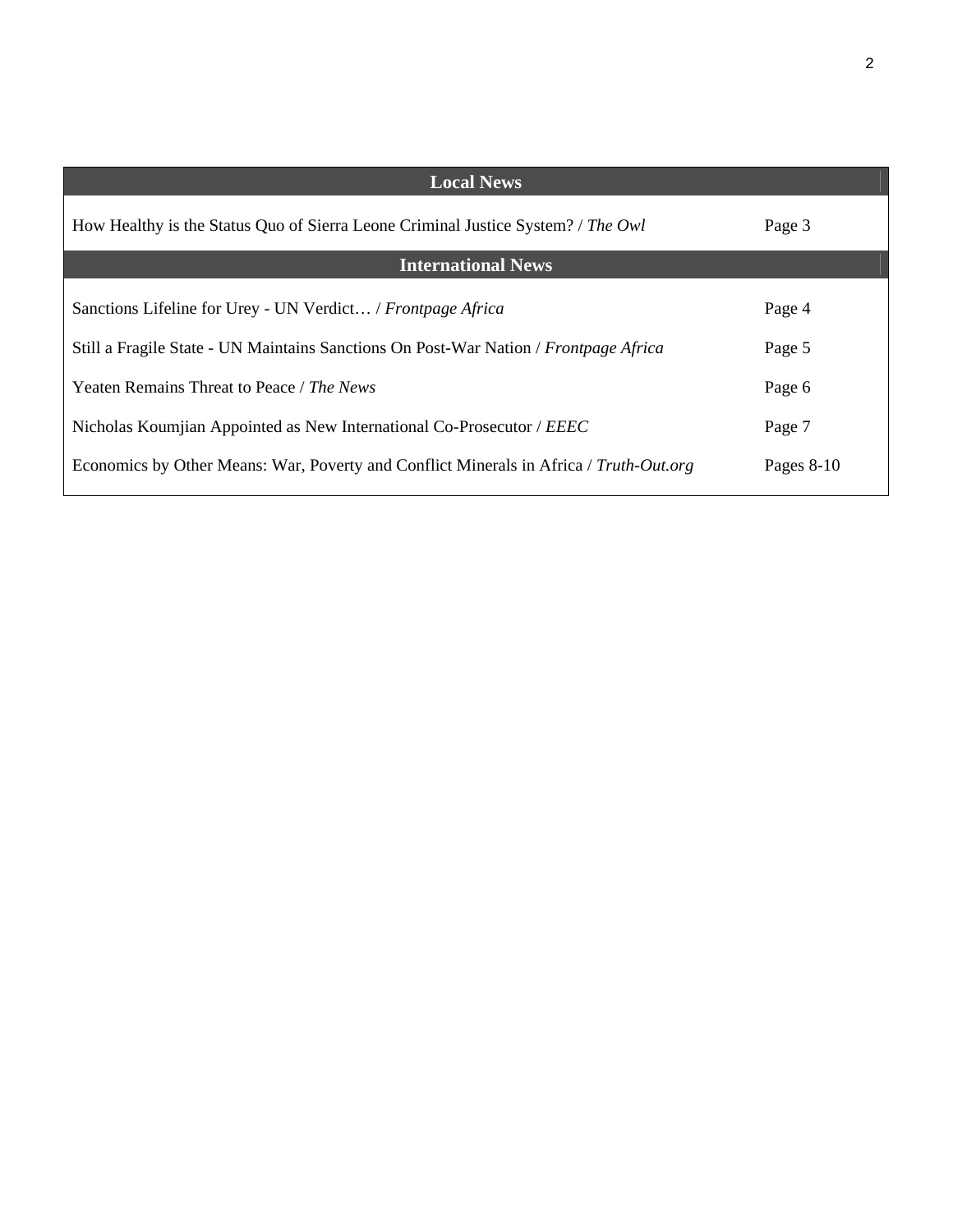| Local News | |
|---|---|
| How Healthy is the Status Quo of Sierra Leone Criminal Justice System? / *The Owl* | Page 3 |
| **International News** | |
| Sanctions Lifeline for Urey - UN Verdict… / *Frontpage Africa* | Page 4 |
| Still a Fragile State - UN Maintains Sanctions On Post-War Nation / *Frontpage Africa* | Page 5 |
| Yeaten Remains Threat to Peace / *The News* | Page 6 |
| Nicholas Koumjian Appointed as New International Co-Prosecutor / *EEEC* | Page 7 |
| Economics by Other Means: War, Poverty and Conflict Minerals in Africa / *Truth-Out.org* | Pages 8-10 |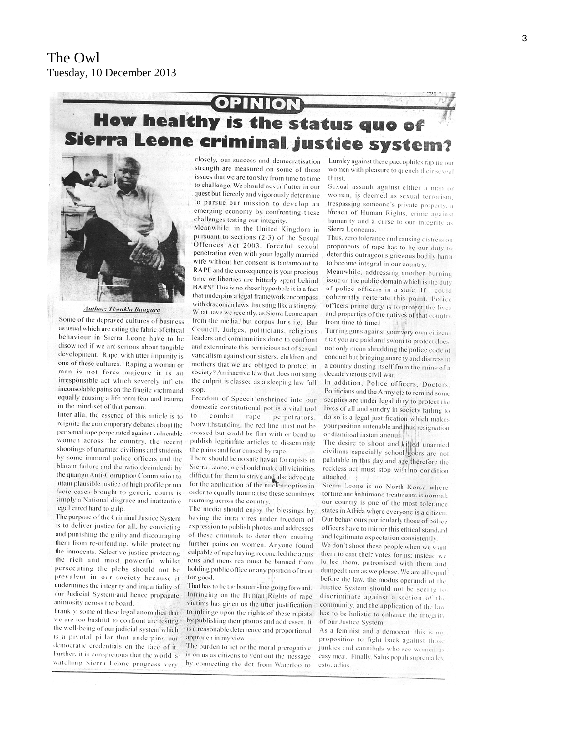The Owl
Tuesday, 10 December 2013

OPINION

# How healthy is the status quo of Sierra Leone criminal justice system?

*Author: Thonkla Bangura*

Some of the depraved cultures of business as usual which are eating the fabric of ethical behaviour in Sierra Leone have to be disowned if we are serious about tangible development. Rape, with utter impunity is one of these cultures. Raping a woman or man is not force majeure it is an irresponsible act which severely inflicts inconsolable pains on the fragile victim and equally causing a life term fear and trauma in the mind-set of that person.

Inter alia, the essence of this article is to reignite the contemporary debates about the perpetual rape perpetrated against vulnerable women across the country, the recent shootings of unarmed civilians and students by some immoral police officers and the blatant failure and the ratio decindendi by the quango Anti-Corruption Commission to attain plausible justice of high profile prima facie cases brought to generic courts is simply a National disgrace and inattentive legal erred hard to gulp.

The purpose of the Criminal Justice System is to deliver justice for all, by convicting and punishing the guilty and discouraging them from re-offending, while protecting the innocents. Selective justice protecting the rich and most powerful whilst persecuting the plebs should not be prevalent in our society because it undermines the integrity and impartiality of our Judicial System and hence propagate animosity across the board.

Frankly, some of these legal anomalies that we are too bashful to confront are testing the well-being of our judicial system which is a pivotal pillar that underpins our democratic credentials on the face of it. Further, it is conspicuous that the world is watching Sierra Leone progress very closely, our success and democratisation strength are measured on some of these issues that we are too shy from time to time to challenge. We should never flutter in our quest but fiercely and vigorously determine to pursue our mission to develop an emerging economy by confronting these challenges testing our integrity.

Meanwhile, in the United Kingdom in pursuant to sections (2-3) of the Sexual Offences Act 2003, forceful sexual penetration even with your legally married wife without her consent is tantamount to RAPE and the consequence is your precious time or liberties are bitterly spent behind BARS! This is no sheer hyperbole it is a fact that underpins a legal framework encompass with draconian laws that sting like a stingray. What have we recently, as Sierra Leone apart from the media, but corpus Juris i.e. Bar Council, Judges, politicians, religious leaders and communities done to confront and exterminate this pernicious act of sexual vandalism against our sisters, children and mothers that we are obliged to protect in society? An inactive law that does not sting the culprit is classed as a sleeping law full stop.

Freedom of Speech enshrined into our domestic constitutional pot is a vital tool to combat rape perpetrators. Notwithstanding, the red line must not be crossed but could be flirt with or bend to publish legitimate articles to disseminate the pains and fear caused by rape.

There should be no safe haven for rapists in Sierra Leone, we should make all vicinities difficult for them to strive and also advocate for the application of the nuclear option in order to equally traumatise these scumbags roaming across the country.

The media should enjoy the blessings by having the intra vires under freedom of expression to publish photos and addresses of these criminals to deter them causing further pains on women. Anyone found culpable of rape having reconciled the actus reus and mens rea must be banned from holding public office or any position of trust for good.

That has to be the bottom-line going forward. Infringing on the Human Rights of rape victims has given us the utter justification to infringe upon the rights of these rapists by publishing their photos and addresses. It is a reasonable deterrence and proportional approach in my view.

The burden to act or the moral prerogative is on us as citizens to vent out the message by connecting the dot from Waterloo to Lumley against these paedophiles raping our women with pleasure to quench their sexual thirst.

Sexual assault against either a man or woman, is deemed as sexual terrorism, trespassing someone's private property, a breach of Human Rights, crime against humanity and a curse to our integrity as Sierra Leoneans.

Thus, zero tolerance and causing distress on proponents of rape has to be our duty to deter this outrageous grievous bodily harm to become integral in our country.

Meanwhile, addressing another burning issue on the public domain which is the duty of police officers in a state. If I could coherently reiterate this point, Police officers prime duty is to protect the lives and properties of the natives of that country from time to time.

Turning guns against your very own citizens that you are paid and sworn to protect does not only mean shredding the police code of conduct but bringing anarchy and distress in a country dusting itself from the ruins of a decade vicious civil war.

In addition, Police officers, Doctors, Politicians and the Army etc to remind some sceptics are under legal duty to protect the lives of all and sundry in society failing to do so is a legal justification which makes your position untenable and thus resignation or dismissal instantaneous.

The desire to shoot and killed unarmed civilians especially school goers are not palatable in this day and age therefore the reckless act must stop with no condition attached.

Sierra Leone is no North Korea where torture and inhumane treatments is normal; our country is one of the most tolerance states in Africa where everyone is a citizen. Our behaviours particularly those of police officers have to mirror this ethical standard and legitimate expectation consistently.

We don't shoot these people when we want them to cast their votes for us; instead we lulled them, patronised with them and dumped them as we please. We are all equal before the law, the modus operandi of the Justice System should not be seeing to discriminate against a section of the community, and the application of the law has to be holistic to enhance the integrity of our Justice System.

As a feminist and a democrat, this is my proposition to fight back against those junkies and cannibals who see women as easy meat. Finally, Salus populi suprema lex esto, adios.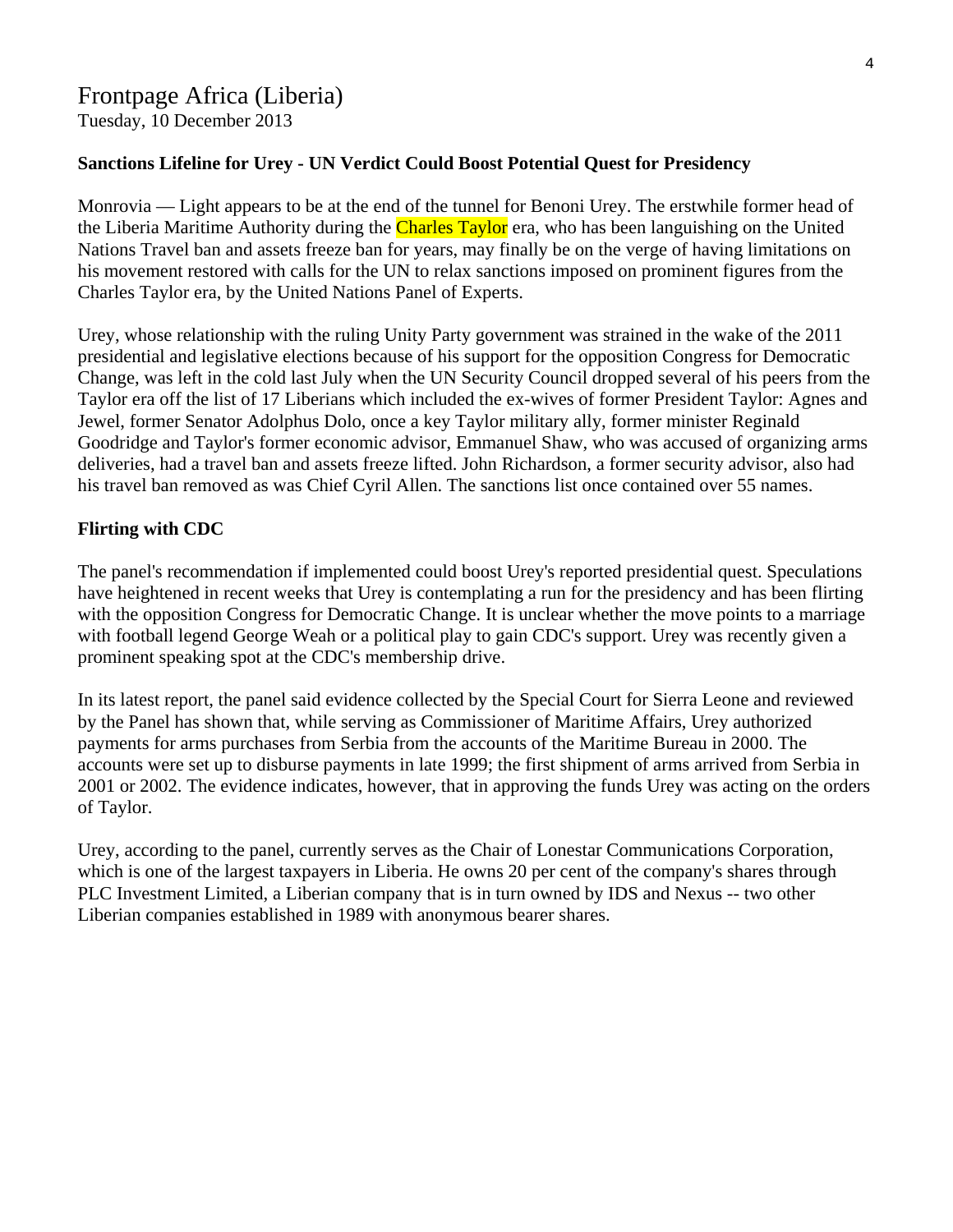# Frontpage Africa (Liberia)

Tuesday, 10 December 2013

**Sanctions Lifeline for Urey - UN Verdict Could Boost Potential Quest for Presidency**

Monrovia — Light appears to be at the end of the tunnel for Benoni Urey. The erstwhile former head of the Liberia Maritime Authority during the Charles Taylor era, who has been languishing on the United Nations Travel ban and assets freeze ban for years, may finally be on the verge of having limitations on his movement restored with calls for the UN to relax sanctions imposed on prominent figures from the Charles Taylor era, by the United Nations Panel of Experts.

Urey, whose relationship with the ruling Unity Party government was strained in the wake of the 2011 presidential and legislative elections because of his support for the opposition Congress for Democratic Change, was left in the cold last July when the UN Security Council dropped several of his peers from the Taylor era off the list of 17 Liberians which included the ex-wives of former President Taylor: Agnes and Jewel, former Senator Adolphus Dolo, once a key Taylor military ally, former minister Reginald Goodridge and Taylor's former economic advisor, Emmanuel Shaw, who was accused of organizing arms deliveries, had a travel ban and assets freeze lifted. John Richardson, a former security advisor, also had his travel ban removed as was Chief Cyril Allen. The sanctions list once contained over 55 names.

**Flirting with CDC**

The panel's recommendation if implemented could boost Urey's reported presidential quest. Speculations have heightened in recent weeks that Urey is contemplating a run for the presidency and has been flirting with the opposition Congress for Democratic Change. It is unclear whether the move points to a marriage with football legend George Weah or a political play to gain CDC's support. Urey was recently given a prominent speaking spot at the CDC's membership drive.

In its latest report, the panel said evidence collected by the Special Court for Sierra Leone and reviewed by the Panel has shown that, while serving as Commissioner of Maritime Affairs, Urey authorized payments for arms purchases from Serbia from the accounts of the Maritime Bureau in 2000. The accounts were set up to disburse payments in late 1999; the first shipment of arms arrived from Serbia in 2001 or 2002. The evidence indicates, however, that in approving the funds Urey was acting on the orders of Taylor.

Urey, according to the panel, currently serves as the Chair of Lonestar Communications Corporation, which is one of the largest taxpayers in Liberia. He owns 20 per cent of the company's shares through PLC Investment Limited, a Liberian company that is in turn owned by IDS and Nexus -- two other Liberian companies established in 1989 with anonymous bearer shares.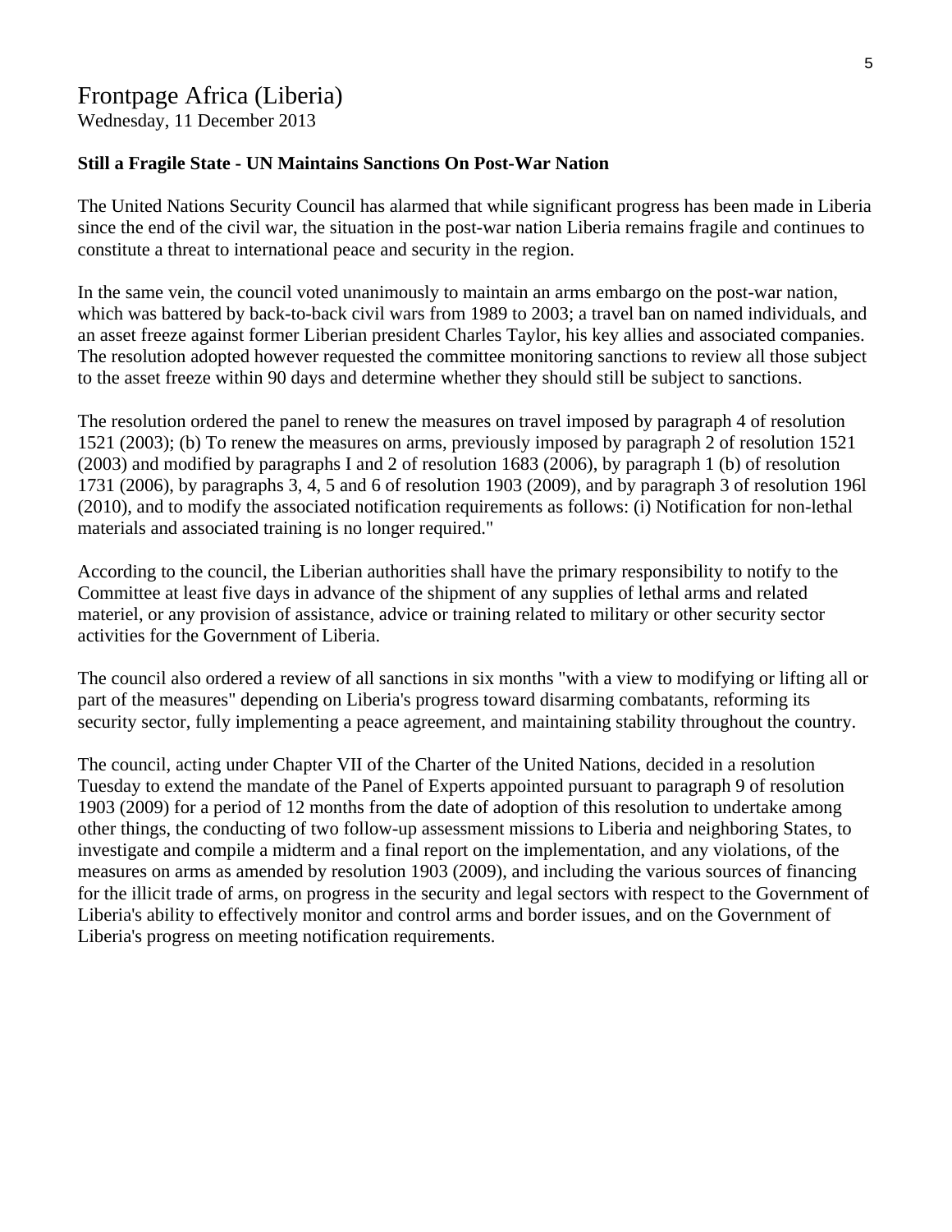# Frontpage Africa (Liberia)

Wednesday, 11 December 2013

**Still a Fragile State - UN Maintains Sanctions On Post-War Nation**

The United Nations Security Council has alarmed that while significant progress has been made in Liberia since the end of the civil war, the situation in the post-war nation Liberia remains fragile and continues to constitute a threat to international peace and security in the region.

In the same vein, the council voted unanimously to maintain an arms embargo on the post-war nation, which was battered by back-to-back civil wars from 1989 to 2003; a travel ban on named individuals, and an asset freeze against former Liberian president Charles Taylor, his key allies and associated companies. The resolution adopted however requested the committee monitoring sanctions to review all those subject to the asset freeze within 90 days and determine whether they should still be subject to sanctions.

The resolution ordered the panel to renew the measures on travel imposed by paragraph 4 of resolution 1521 (2003); (b) To renew the measures on arms, previously imposed by paragraph 2 of resolution 1521 (2003) and modified by paragraphs I and 2 of resolution 1683 (2006), by paragraph 1 (b) of resolution 1731 (2006), by paragraphs 3, 4, 5 and 6 of resolution 1903 (2009), and by paragraph 3 of resolution 196l (2010), and to modify the associated notification requirements as follows: (i) Notification for non-lethal materials and associated training is no longer required."

According to the council, the Liberian authorities shall have the primary responsibility to notify to the Committee at least five days in advance of the shipment of any supplies of lethal arms and related materiel, or any provision of assistance, advice or training related to military or other security sector activities for the Government of Liberia.

The council also ordered a review of all sanctions in six months "with a view to modifying or lifting all or part of the measures" depending on Liberia's progress toward disarming combatants, reforming its security sector, fully implementing a peace agreement, and maintaining stability throughout the country.

The council, acting under Chapter VII of the Charter of the United Nations, decided in a resolution Tuesday to extend the mandate of the Panel of Experts appointed pursuant to paragraph 9 of resolution 1903 (2009) for a period of 12 months from the date of adoption of this resolution to undertake among other things, the conducting of two follow-up assessment missions to Liberia and neighboring States, to investigate and compile a midterm and a final report on the implementation, and any violations, of the measures on arms as amended by resolution 1903 (2009), and including the various sources of financing for the illicit trade of arms, on progress in the security and legal sectors with respect to the Government of Liberia's ability to effectively monitor and control arms and border issues, and on the Government of Liberia's progress on meeting notification requirements.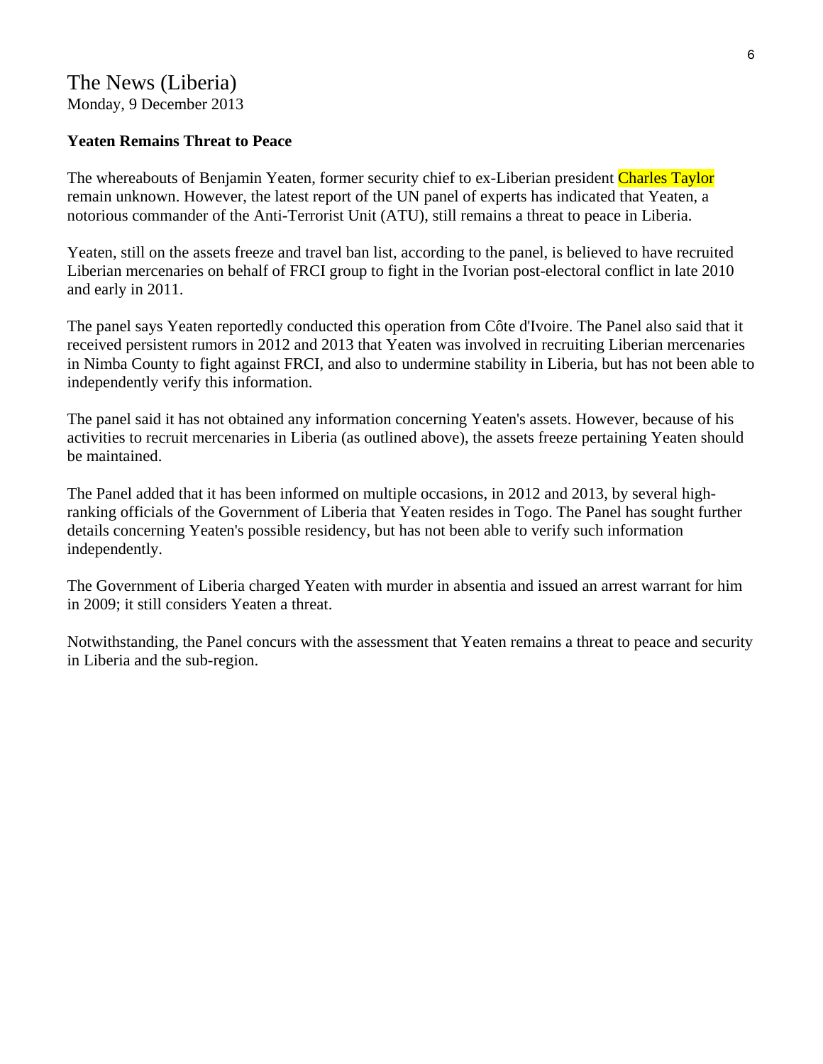The News (Liberia)
Monday, 9 December 2013

**Yeaten Remains Threat to Peace**

The whereabouts of Benjamin Yeaten, former security chief to ex-Liberian president Charles Taylor remain unknown. However, the latest report of the UN panel of experts has indicated that Yeaten, a notorious commander of the Anti-Terrorist Unit (ATU), still remains a threat to peace in Liberia.

Yeaten, still on the assets freeze and travel ban list, according to the panel, is believed to have recruited Liberian mercenaries on behalf of FRCI group to fight in the Ivorian post-electoral conflict in late 2010 and early in 2011.

The panel says Yeaten reportedly conducted this operation from Côte d'Ivoire. The Panel also said that it received persistent rumors in 2012 and 2013 that Yeaten was involved in recruiting Liberian mercenaries in Nimba County to fight against FRCI, and also to undermine stability in Liberia, but has not been able to independently verify this information.

The panel said it has not obtained any information concerning Yeaten's assets. However, because of his activities to recruit mercenaries in Liberia (as outlined above), the assets freeze pertaining Yeaten should be maintained.

The Panel added that it has been informed on multiple occasions, in 2012 and 2013, by several high-ranking officials of the Government of Liberia that Yeaten resides in Togo. The Panel has sought further details concerning Yeaten's possible residency, but has not been able to verify such information independently.

The Government of Liberia charged Yeaten with murder in absentia and issued an arrest warrant for him in 2009; it still considers Yeaten a threat.

Notwithstanding, the Panel concurs with the assessment that Yeaten remains a threat to peace and security in Liberia and the sub-region.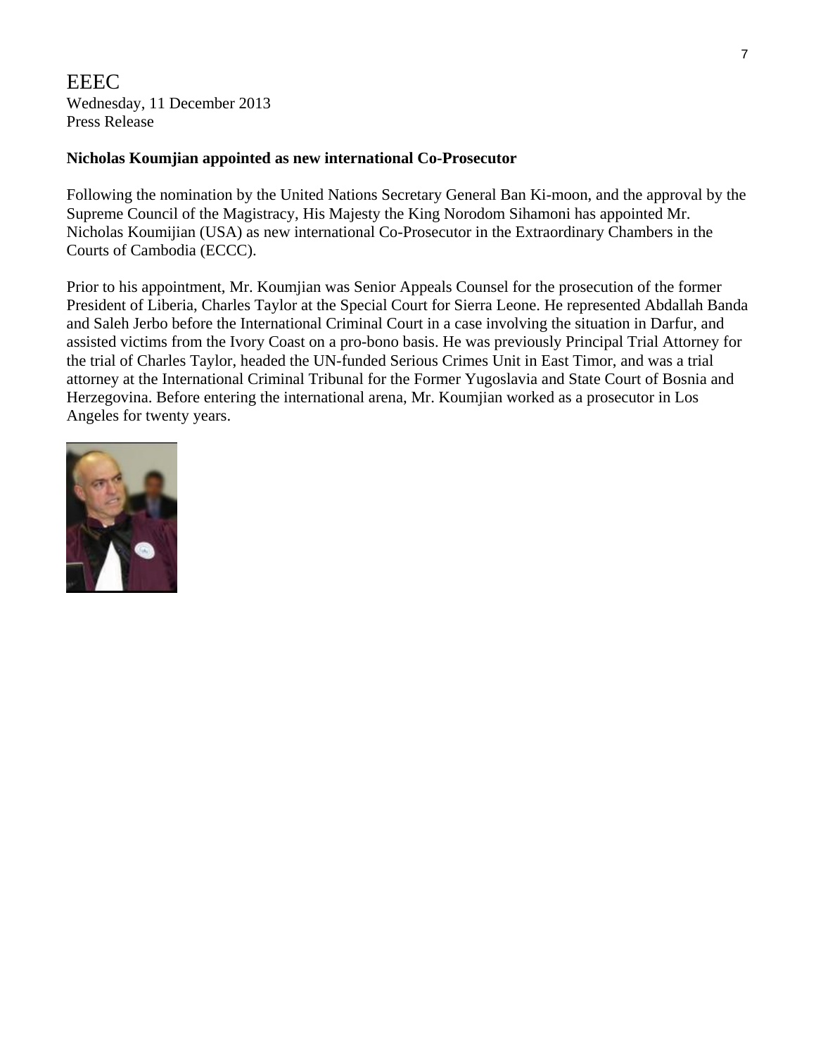EEEC
Wednesday, 11 December 2013
Press Release

**Nicholas Koumjian appointed as new international Co-Prosecutor**

Following the nomination by the United Nations Secretary General Ban Ki-moon, and the approval by the Supreme Council of the Magistracy, His Majesty the King Norodom Sihamoni has appointed Mr. Nicholas Koumijian (USA) as new international Co-Prosecutor in the Extraordinary Chambers in the Courts of Cambodia (ECCC).

Prior to his appointment, Mr. Koumjian was Senior Appeals Counsel for the prosecution of the former President of Liberia, Charles Taylor at the Special Court for Sierra Leone. He represented Abdallah Banda and Saleh Jerbo before the International Criminal Court in a case involving the situation in Darfur, and assisted victims from the Ivory Coast on a pro-bono basis. He was previously Principal Trial Attorney for the trial of Charles Taylor, headed the UN-funded Serious Crimes Unit in East Timor, and was a trial attorney at the International Criminal Tribunal for the Former Yugoslavia and State Court of Bosnia and Herzegovina. Before entering the international arena, Mr. Koumjian worked as a prosecutor in Los Angeles for twenty years.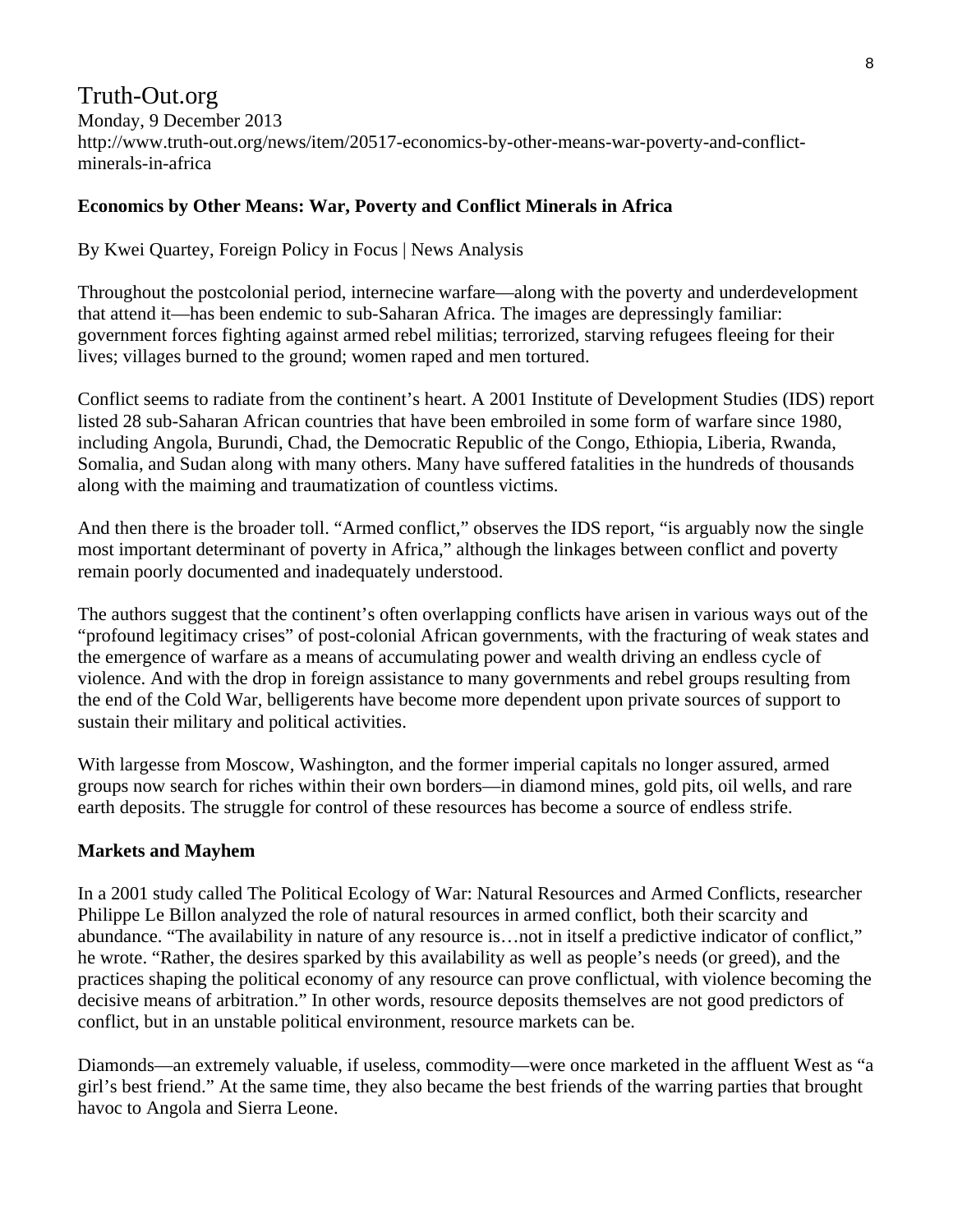Truth-Out.org
Monday, 9 December 2013
http://www.truth-out.org/news/item/20517-economics-by-other-means-war-poverty-and-conflict-minerals-in-africa

**Economics by Other Means: War, Poverty and Conflict Minerals in Africa**

By Kwei Quartey, Foreign Policy in Focus | News Analysis

Throughout the postcolonial period, internecine warfare—along with the poverty and underdevelopment that attend it—has been endemic to sub-Saharan Africa. The images are depressingly familiar: government forces fighting against armed rebel militias; terrorized, starving refugees fleeing for their lives; villages burned to the ground; women raped and men tortured.

Conflict seems to radiate from the continent's heart. A 2001 Institute of Development Studies (IDS) report listed 28 sub-Saharan African countries that have been embroiled in some form of warfare since 1980, including Angola, Burundi, Chad, the Democratic Republic of the Congo, Ethiopia, Liberia, Rwanda, Somalia, and Sudan along with many others. Many have suffered fatalities in the hundreds of thousands along with the maiming and traumatization of countless victims.

And then there is the broader toll. "Armed conflict," observes the IDS report, "is arguably now the single most important determinant of poverty in Africa," although the linkages between conflict and poverty remain poorly documented and inadequately understood.

The authors suggest that the continent's often overlapping conflicts have arisen in various ways out of the "profound legitimacy crises" of post-colonial African governments, with the fracturing of weak states and the emergence of warfare as a means of accumulating power and wealth driving an endless cycle of violence. And with the drop in foreign assistance to many governments and rebel groups resulting from the end of the Cold War, belligerents have become more dependent upon private sources of support to sustain their military and political activities.

With largesse from Moscow, Washington, and the former imperial capitals no longer assured, armed groups now search for riches within their own borders—in diamond mines, gold pits, oil wells, and rare earth deposits. The struggle for control of these resources has become a source of endless strife.

**Markets and Mayhem**

In a 2001 study called The Political Ecology of War: Natural Resources and Armed Conflicts, researcher Philippe Le Billon analyzed the role of natural resources in armed conflict, both their scarcity and abundance. "The availability in nature of any resource is…not in itself a predictive indicator of conflict," he wrote. "Rather, the desires sparked by this availability as well as people's needs (or greed), and the practices shaping the political economy of any resource can prove conflictual, with violence becoming the decisive means of arbitration." In other words, resource deposits themselves are not good predictors of conflict, but in an unstable political environment, resource markets can be.

Diamonds—an extremely valuable, if useless, commodity—were once marketed in the affluent West as "a girl's best friend." At the same time, they also became the best friends of the warring parties that brought havoc to Angola and Sierra Leone.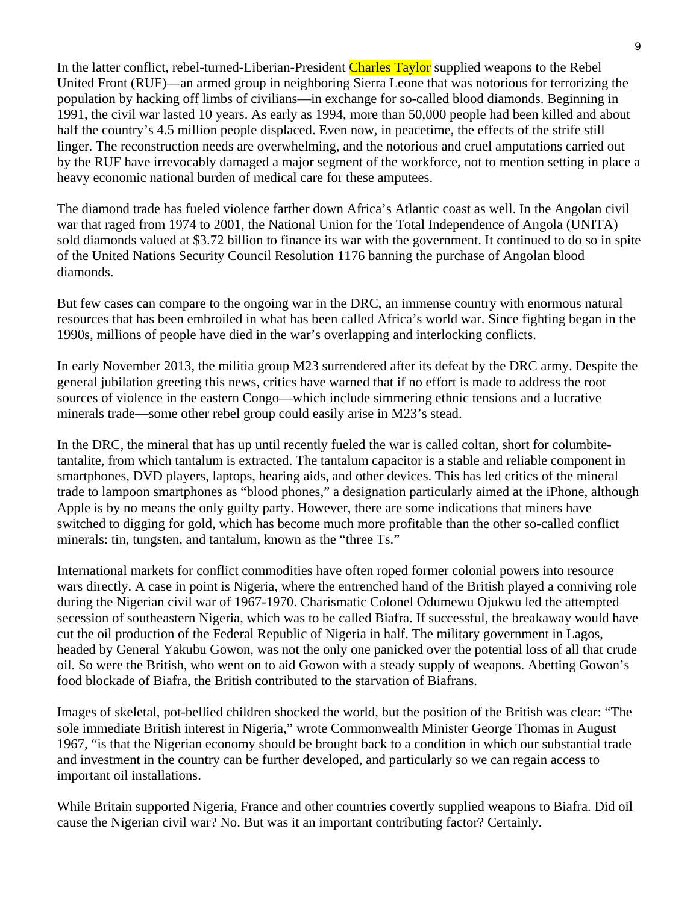In the latter conflict, rebel-turned-Liberian-President Charles Taylor supplied weapons to the Rebel United Front (RUF)—an armed group in neighboring Sierra Leone that was notorious for terrorizing the population by hacking off limbs of civilians—in exchange for so-called blood diamonds. Beginning in 1991, the civil war lasted 10 years. As early as 1994, more than 50,000 people had been killed and about half the country's 4.5 million people displaced. Even now, in peacetime, the effects of the strife still linger. The reconstruction needs are overwhelming, and the notorious and cruel amputations carried out by the RUF have irrevocably damaged a major segment of the workforce, not to mention setting in place a heavy economic national burden of medical care for these amputees.

The diamond trade has fueled violence farther down Africa's Atlantic coast as well. In the Angolan civil war that raged from 1974 to 2001, the National Union for the Total Independence of Angola (UNITA) sold diamonds valued at $3.72 billion to finance its war with the government. It continued to do so in spite of the United Nations Security Council Resolution 1176 banning the purchase of Angolan blood diamonds.

But few cases can compare to the ongoing war in the DRC, an immense country with enormous natural resources that has been embroiled in what has been called Africa's world war. Since fighting began in the 1990s, millions of people have died in the war's overlapping and interlocking conflicts.

In early November 2013, the militia group M23 surrendered after its defeat by the DRC army. Despite the general jubilation greeting this news, critics have warned that if no effort is made to address the root sources of violence in the eastern Congo—which include simmering ethnic tensions and a lucrative minerals trade—some other rebel group could easily arise in M23's stead.

In the DRC, the mineral that has up until recently fueled the war is called coltan, short for columbite-tantalite, from which tantalum is extracted. The tantalum capacitor is a stable and reliable component in smartphones, DVD players, laptops, hearing aids, and other devices. This has led critics of the mineral trade to lampoon smartphones as "blood phones," a designation particularly aimed at the iPhone, although Apple is by no means the only guilty party. However, there are some indications that miners have switched to digging for gold, which has become much more profitable than the other so-called conflict minerals: tin, tungsten, and tantalum, known as the "three Ts."

International markets for conflict commodities have often roped former colonial powers into resource wars directly. A case in point is Nigeria, where the entrenched hand of the British played a conniving role during the Nigerian civil war of 1967-1970. Charismatic Colonel Odumewu Ojukwu led the attempted secession of southeastern Nigeria, which was to be called Biafra. If successful, the breakaway would have cut the oil production of the Federal Republic of Nigeria in half. The military government in Lagos, headed by General Yakubu Gowon, was not the only one panicked over the potential loss of all that crude oil. So were the British, who went on to aid Gowon with a steady supply of weapons. Abetting Gowon's food blockade of Biafra, the British contributed to the starvation of Biafrans.

Images of skeletal, pot-bellied children shocked the world, but the position of the British was clear: "The sole immediate British interest in Nigeria," wrote Commonwealth Minister George Thomas in August 1967, "is that the Nigerian economy should be brought back to a condition in which our substantial trade and investment in the country can be further developed, and particularly so we can regain access to important oil installations.

While Britain supported Nigeria, France and other countries covertly supplied weapons to Biafra. Did oil cause the Nigerian civil war? No. But was it an important contributing factor? Certainly.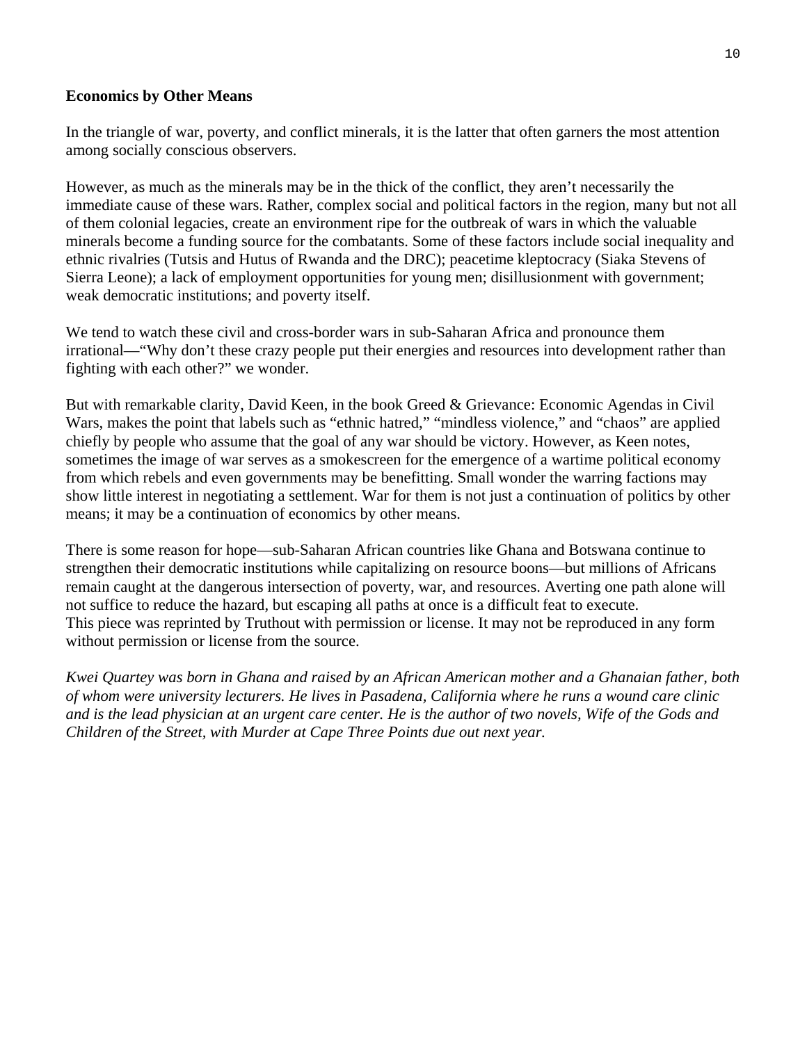**Economics by Other Means**

In the triangle of war, poverty, and conflict minerals, it is the latter that often garners the most attention among socially conscious observers.

However, as much as the minerals may be in the thick of the conflict, they aren't necessarily the immediate cause of these wars. Rather, complex social and political factors in the region, many but not all of them colonial legacies, create an environment ripe for the outbreak of wars in which the valuable minerals become a funding source for the combatants. Some of these factors include social inequality and ethnic rivalries (Tutsis and Hutus of Rwanda and the DRC); peacetime kleptocracy (Siaka Stevens of Sierra Leone); a lack of employment opportunities for young men; disillusionment with government; weak democratic institutions; and poverty itself.

We tend to watch these civil and cross-border wars in sub-Saharan Africa and pronounce them irrational—"Why don't these crazy people put their energies and resources into development rather than fighting with each other?" we wonder.

But with remarkable clarity, David Keen, in the book Greed & Grievance: Economic Agendas in Civil Wars, makes the point that labels such as "ethnic hatred," "mindless violence," and "chaos" are applied chiefly by people who assume that the goal of any war should be victory. However, as Keen notes, sometimes the image of war serves as a smokescreen for the emergence of a wartime political economy from which rebels and even governments may be benefitting. Small wonder the warring factions may show little interest in negotiating a settlement. War for them is not just a continuation of politics by other means; it may be a continuation of economics by other means.

There is some reason for hope—sub-Saharan African countries like Ghana and Botswana continue to strengthen their democratic institutions while capitalizing on resource boons—but millions of Africans remain caught at the dangerous intersection of poverty, war, and resources. Averting one path alone will not suffice to reduce the hazard, but escaping all paths at once is a difficult feat to execute.
This piece was reprinted by Truthout with permission or license. It may not be reproduced in any form without permission or license from the source.

*Kwei Quartey was born in Ghana and raised by an African American mother and a Ghanaian father, both of whom were university lecturers. He lives in Pasadena, California where he runs a wound care clinic and is the lead physician at an urgent care center. He is the author of two novels, Wife of the Gods and Children of the Street, with Murder at Cape Three Points due out next year.*